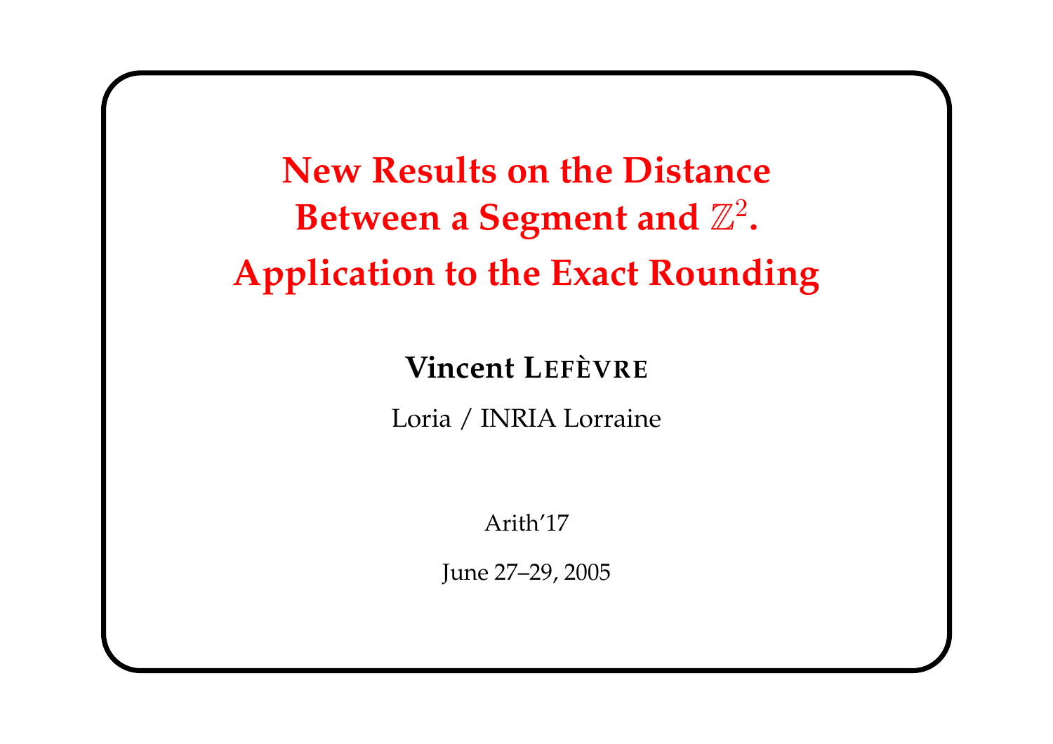# New Results on the Distance Between a Segment and $\mathbb{Z}^2$. Application to the Exact Rounding

**Vincent Lefèvre**

Loria / INRIA Lorraine

Arith'17

June 27–29, 2005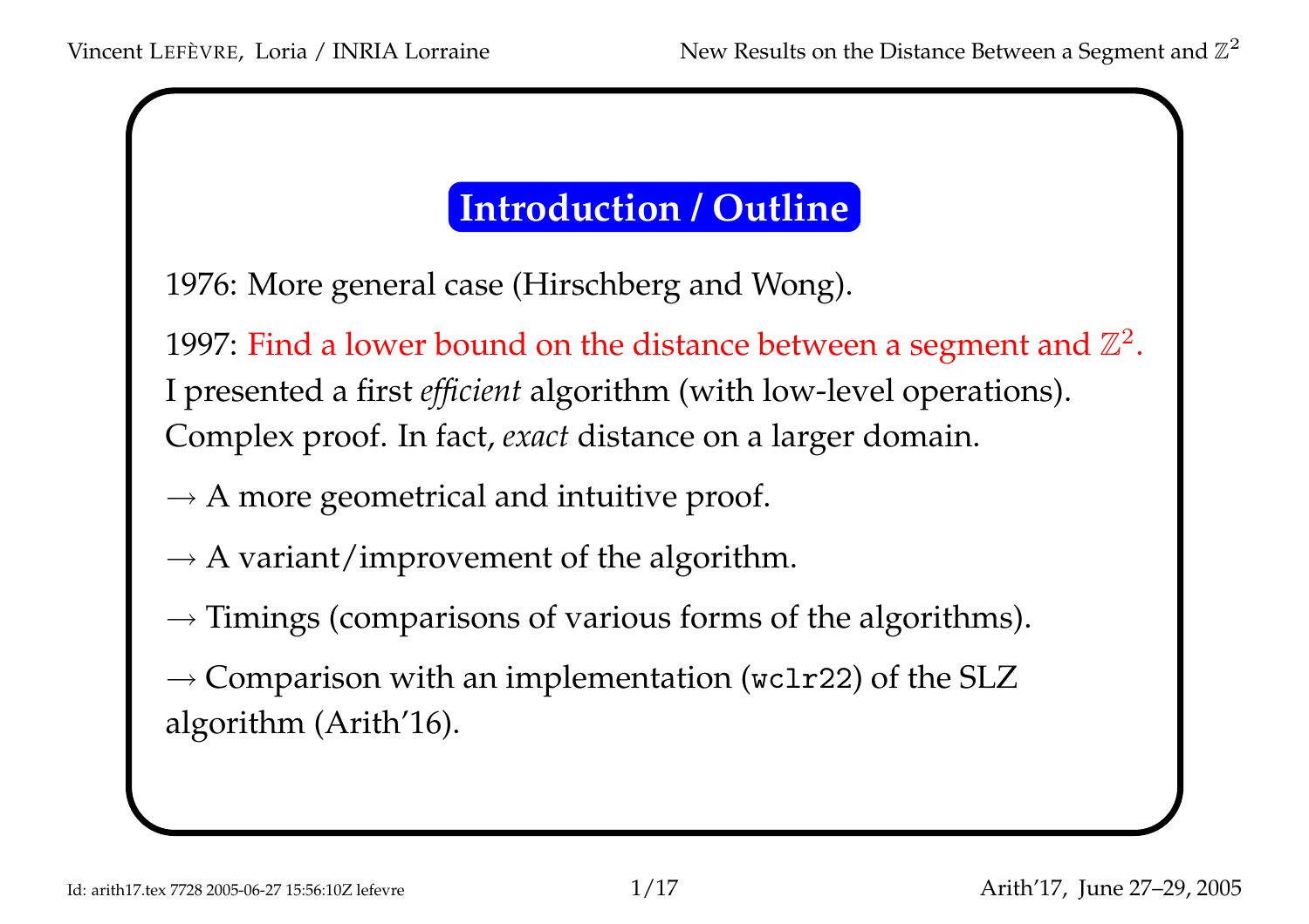## Introduction / Outline

1976: More general case (Hirschberg and Wong).

1997: Find a lower bound on the distance between a segment and $\mathbb{Z}^2$.
I presented a first *efficient* algorithm (with low-level operations).
Complex proof. In fact, *exact* distance on a larger domain.

→ A more geometrical and intuitive proof.

→ A variant/improvement of the algorithm.

→ Timings (comparisons of various forms of the algorithms).

→ Comparison with an implementation (`wclr22`) of the SLZ algorithm (Arith'16).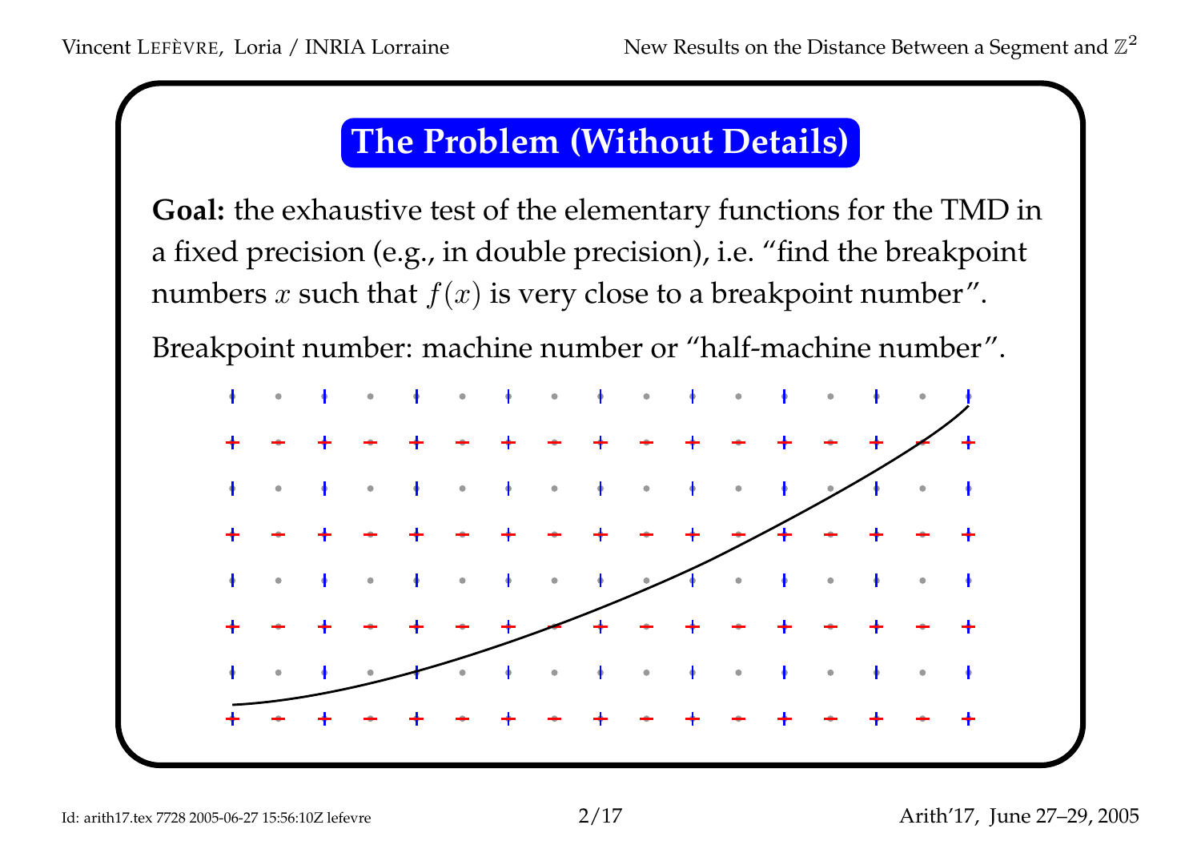## The Problem (Without Details)

**Goal:** the exhaustive test of the elementary functions for the TMD in a fixed precision (e.g., in double precision), i.e. "find the breakpoint numbers $x$ such that $f(x)$ is very close to a breakpoint number".

Breakpoint number: machine number or "half-machine number".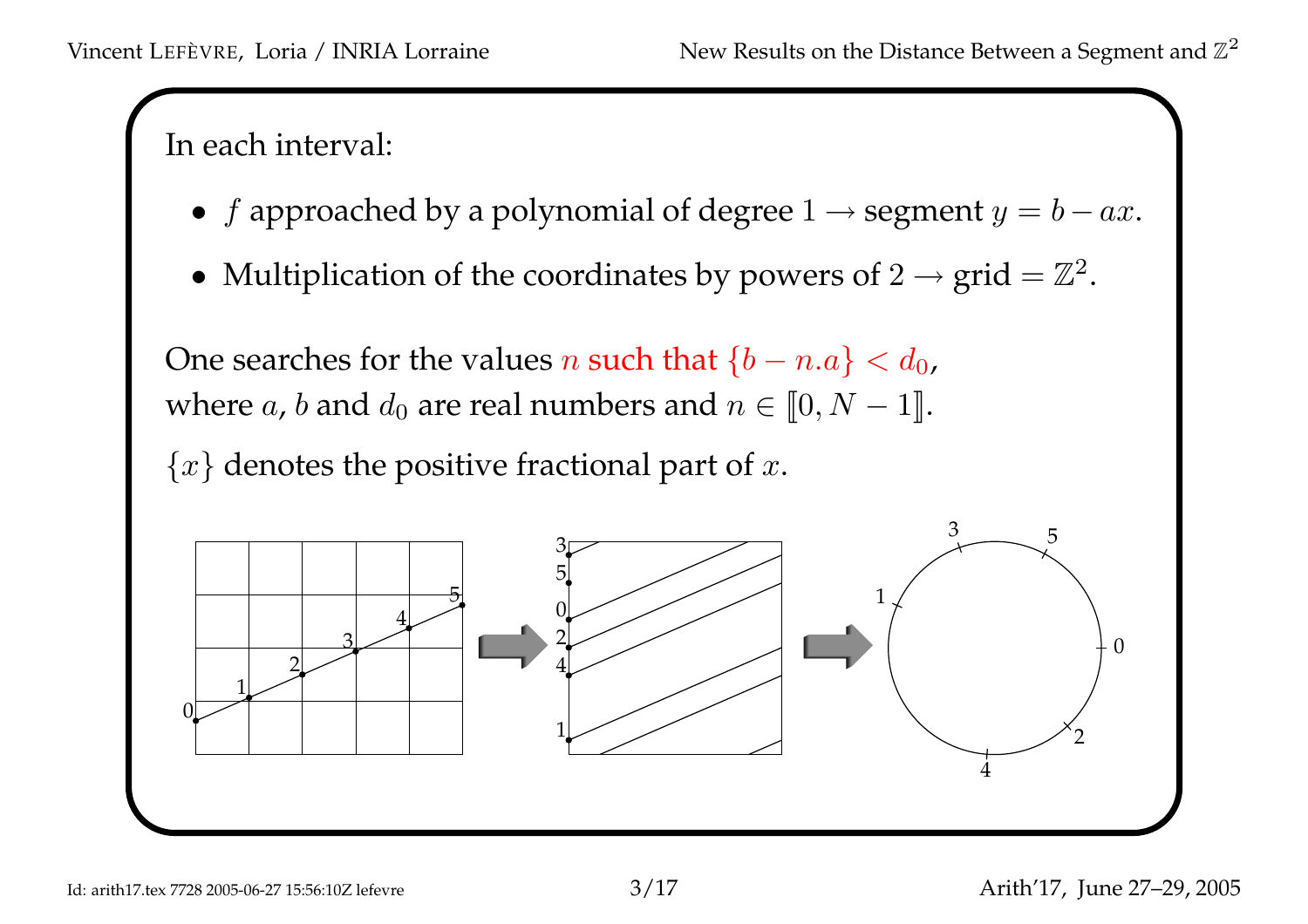In each interval:

- $f$ approached by a polynomial of degree $1 \rightarrow$ segment $y = b - ax$.
- Multiplication of the coordinates by powers of $2 \rightarrow$ grid $= \mathbb{Z}^2$.

One searches for the values $n$ such that $\{b - n.a\} < d_0$, where $a$, $b$ and $d_0$ are real numbers and $n \in [\![0, N-1]\!]$.

$\{x\}$ denotes the positive fractional part of $x$.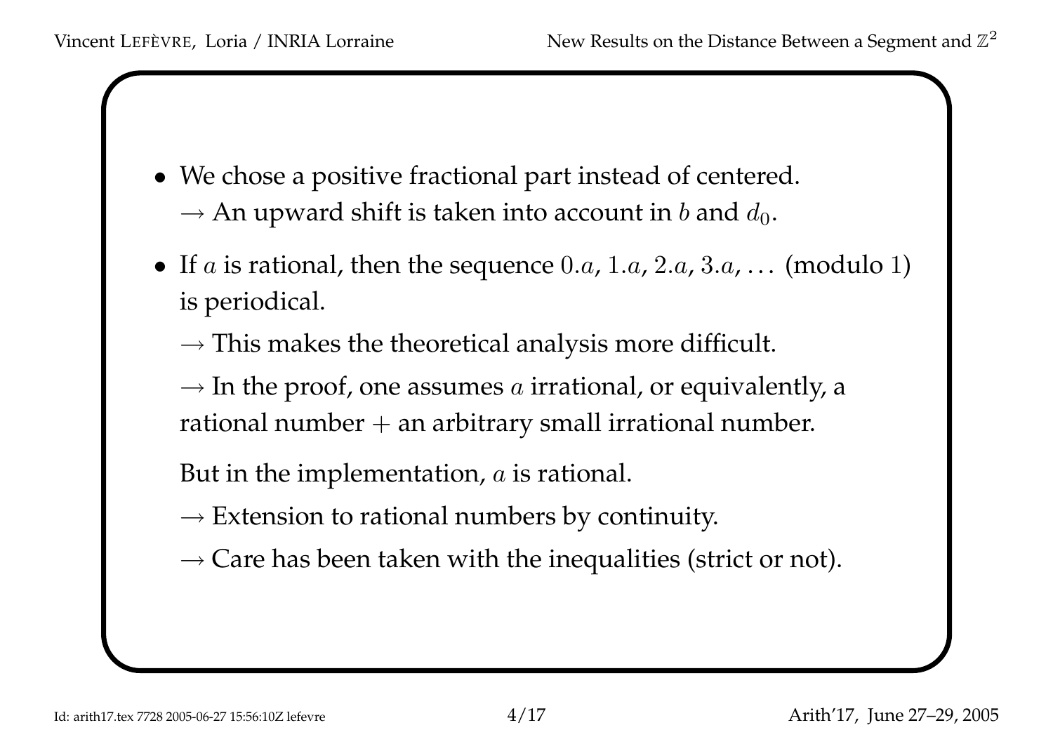- We chose a positive fractional part instead of centered.
  $\rightarrow$ An upward shift is taken into account in $b$ and $d_0$.

- If $a$ is rational, then the sequence $0.a$, $1.a$, $2.a$, $3.a$, $\ldots$ (modulo $1$) is periodical.

  $\rightarrow$ This makes the theoretical analysis more difficult.

  $\rightarrow$ In the proof, one assumes $a$ irrational, or equivalently, a rational number $+$ an arbitrary small irrational number.

  But in the implementation, $a$ is rational.

  $\rightarrow$ Extension to rational numbers by continuity.

  $\rightarrow$ Care has been taken with the inequalities (strict or not).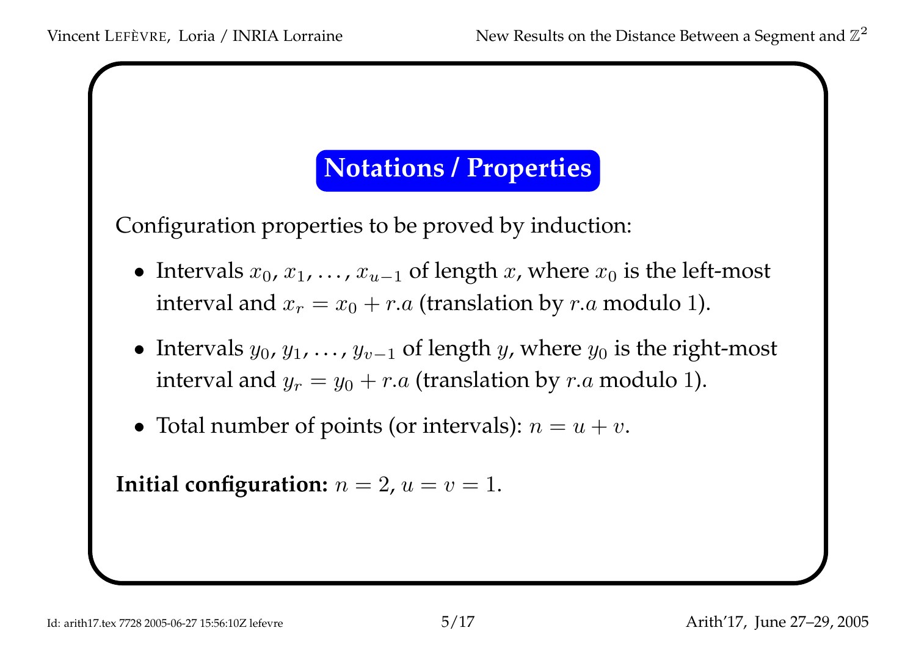## Notations / Properties

Configuration properties to be proved by induction:

- Intervals $x_0$, $x_1$, …, $x_{u-1}$ of length $x$, where $x_0$ is the left-most interval and $x_r = x_0 + r.a$ (translation by $r.a$ modulo $1$).
- Intervals $y_0$, $y_1$, …, $y_{v-1}$ of length $y$, where $y_0$ is the right-most interval and $y_r = y_0 + r.a$ (translation by $r.a$ modulo $1$).
- Total number of points (or intervals): $n = u + v$.

**Initial configuration:** $n = 2$, $u = v = 1$.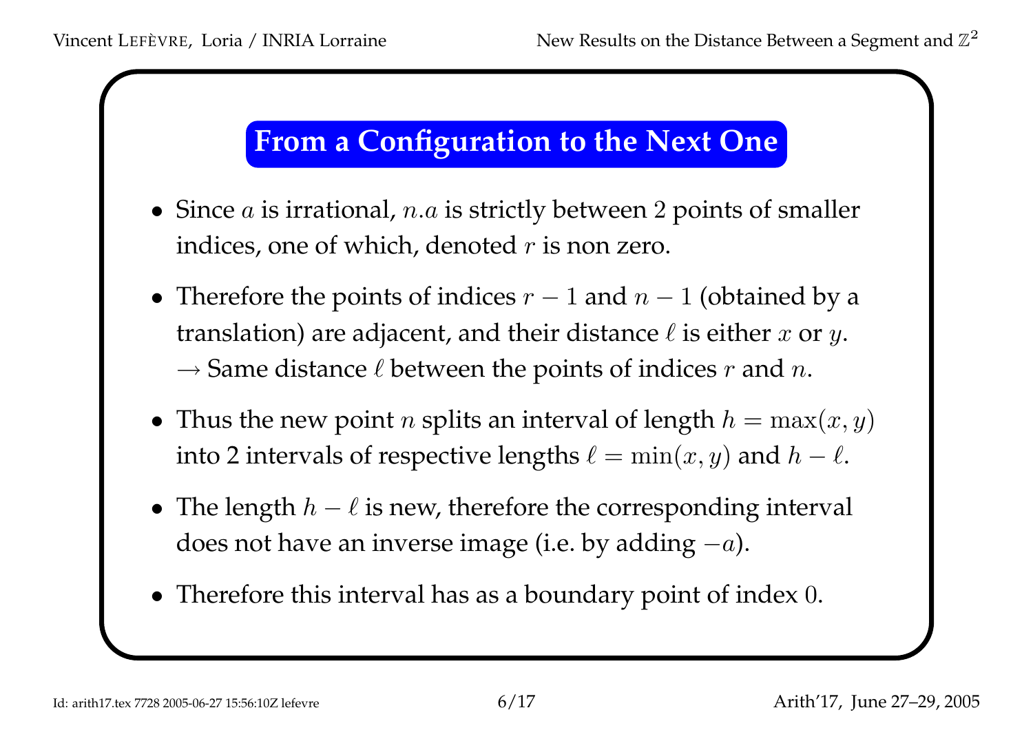## From a Configuration to the Next One

- Since $a$ is irrational, $n.a$ is strictly between 2 points of smaller indices, one of which, denoted $r$ is non zero.
- Therefore the points of indices $r - 1$ and $n - 1$ (obtained by a translation) are adjacent, and their distance $\ell$ is either $x$ or $y$.
  $\rightarrow$ Same distance $\ell$ between the points of indices $r$ and $n$.
- Thus the new point $n$ splits an interval of length $h = \max(x, y)$ into 2 intervals of respective lengths $\ell = \min(x, y)$ and $h - \ell$.
- The length $h - \ell$ is new, therefore the corresponding interval does not have an inverse image (i.e. by adding $-a$).
- Therefore this interval has as a boundary point of index $0$.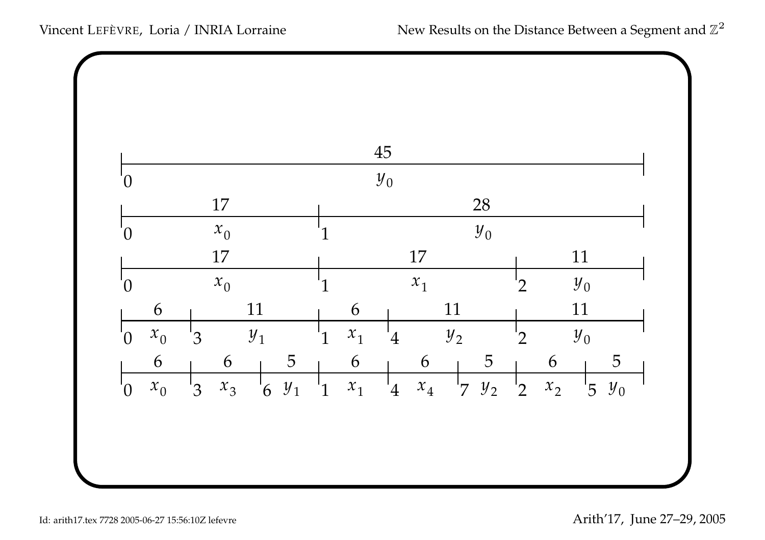| 45 | | | | | | | |
|---|---|---|---|---|---|---|---|
| 0 $y_0$ | | | | | | | |

| 17 | 28 |
|---|---|
| 0 $x_0$ | 1 $y_0$ |

| 17 | 17 | 11 |
|---|---|---|
| 0 $x_0$ | 1 $x_1$ | 2 $y_0$ |

| 6 | 11 | 6 | 11 | 11 |
|---|---|---|---|---|
| 0 $x_0$ | 3 $y_1$ | 1 $x_1$ | 4 $y_2$ | 2 $y_0$ |

| 6 | 6 | 5 | 6 | 6 | 5 | 6 | 5 |
|---|---|---|---|---|---|---|---|
| 0 $x_0$ | 3 $x_3$ | 6 $y_1$ | 1 $x_1$ | 4 $x_4$ | 7 $y_2$ | 2 $x_2$ | 5 $y_0$ |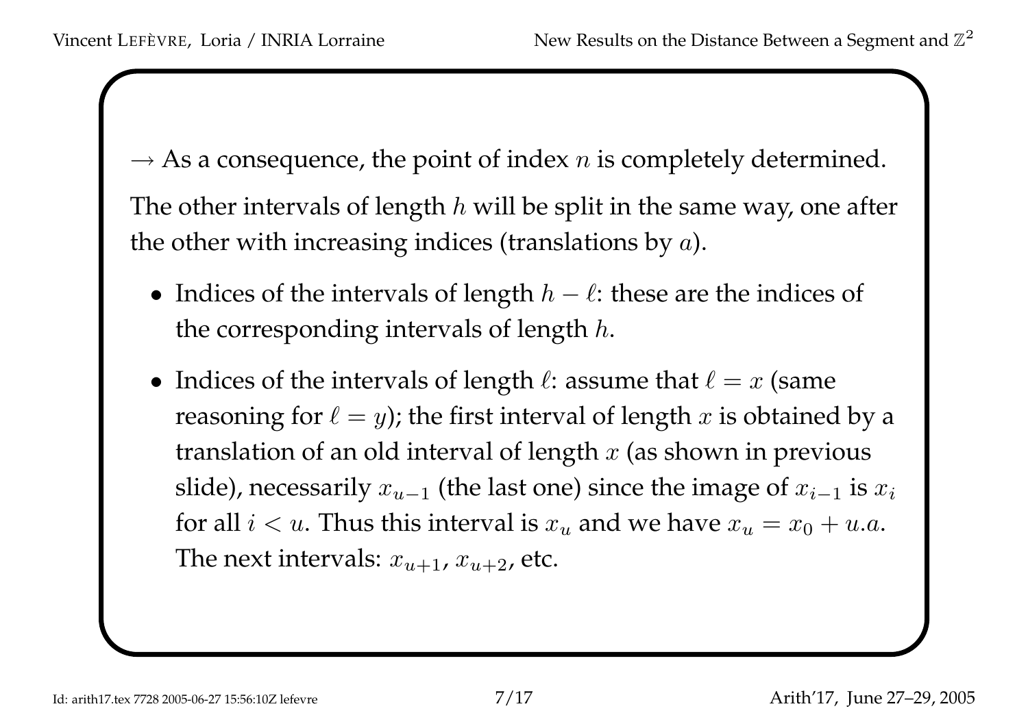$\rightarrow$ As a consequence, the point of index $n$ is completely determined.

The other intervals of length $h$ will be split in the same way, one after the other with increasing indices (translations by $a$).

- Indices of the intervals of length $h - \ell$: these are the indices of the corresponding intervals of length $h$.
- Indices of the intervals of length $\ell$: assume that $\ell = x$ (same reasoning for $\ell = y$); the first interval of length $x$ is obtained by a translation of an old interval of length $x$ (as shown in previous slide), necessarily $x_{u-1}$ (the last one) since the image of $x_{i-1}$ is $x_i$ for all $i < u$. Thus this interval is $x_u$ and we have $x_u = x_0 + u.a$. The next intervals: $x_{u+1}$, $x_{u+2}$, etc.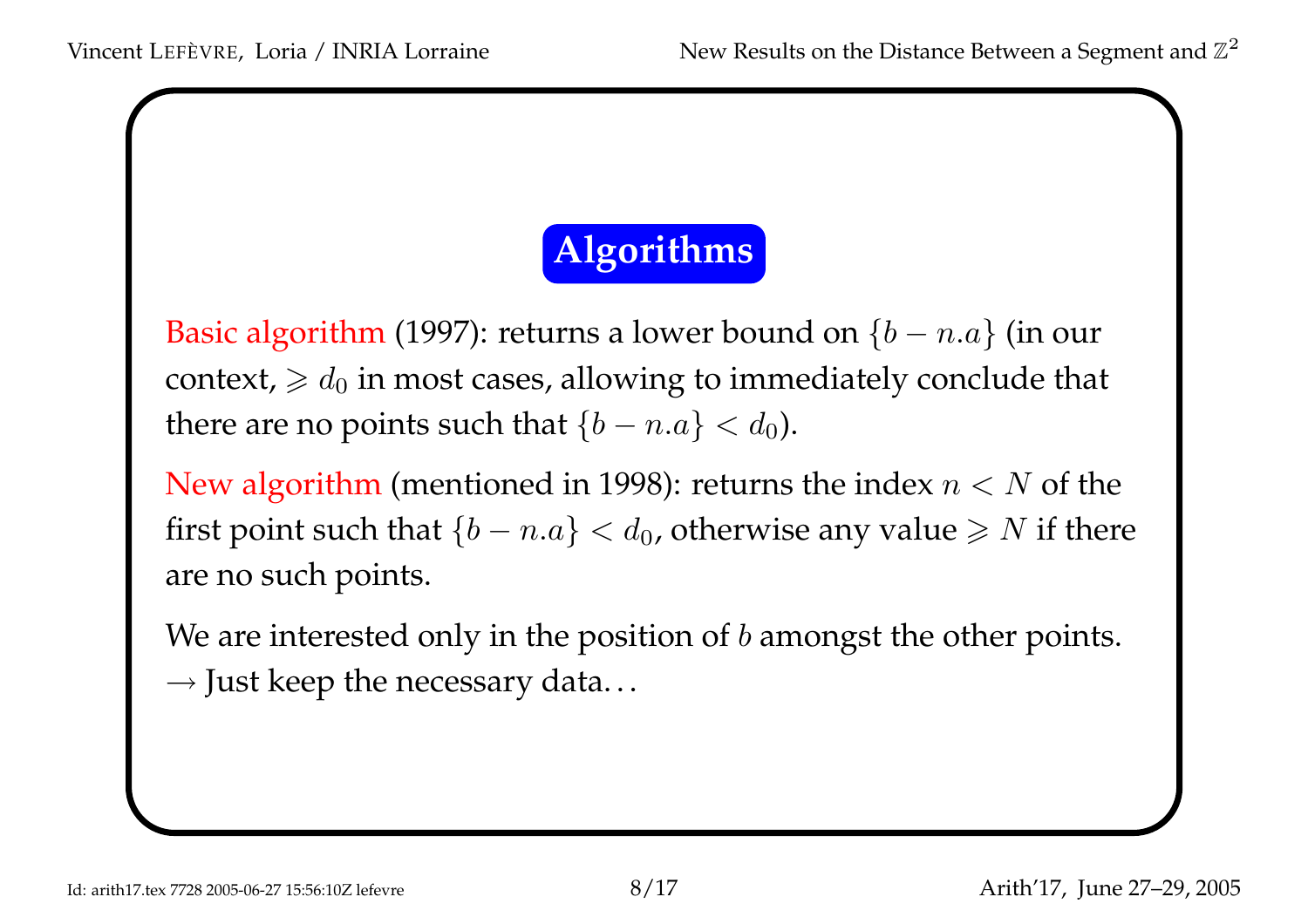# Algorithms

Basic algorithm (1997): returns a lower bound on $\{b - n.a\}$ (in our context, $\geqslant d_0$ in most cases, allowing to immediately conclude that there are no points such that $\{b - n.a\} < d_0$).

New algorithm (mentioned in 1998): returns the index $n < N$ of the first point such that $\{b - n.a\} < d_0$, otherwise any value $\geqslant N$ if there are no such points.

We are interested only in the position of $b$ amongst the other points.
$\rightarrow$ Just keep the necessary data…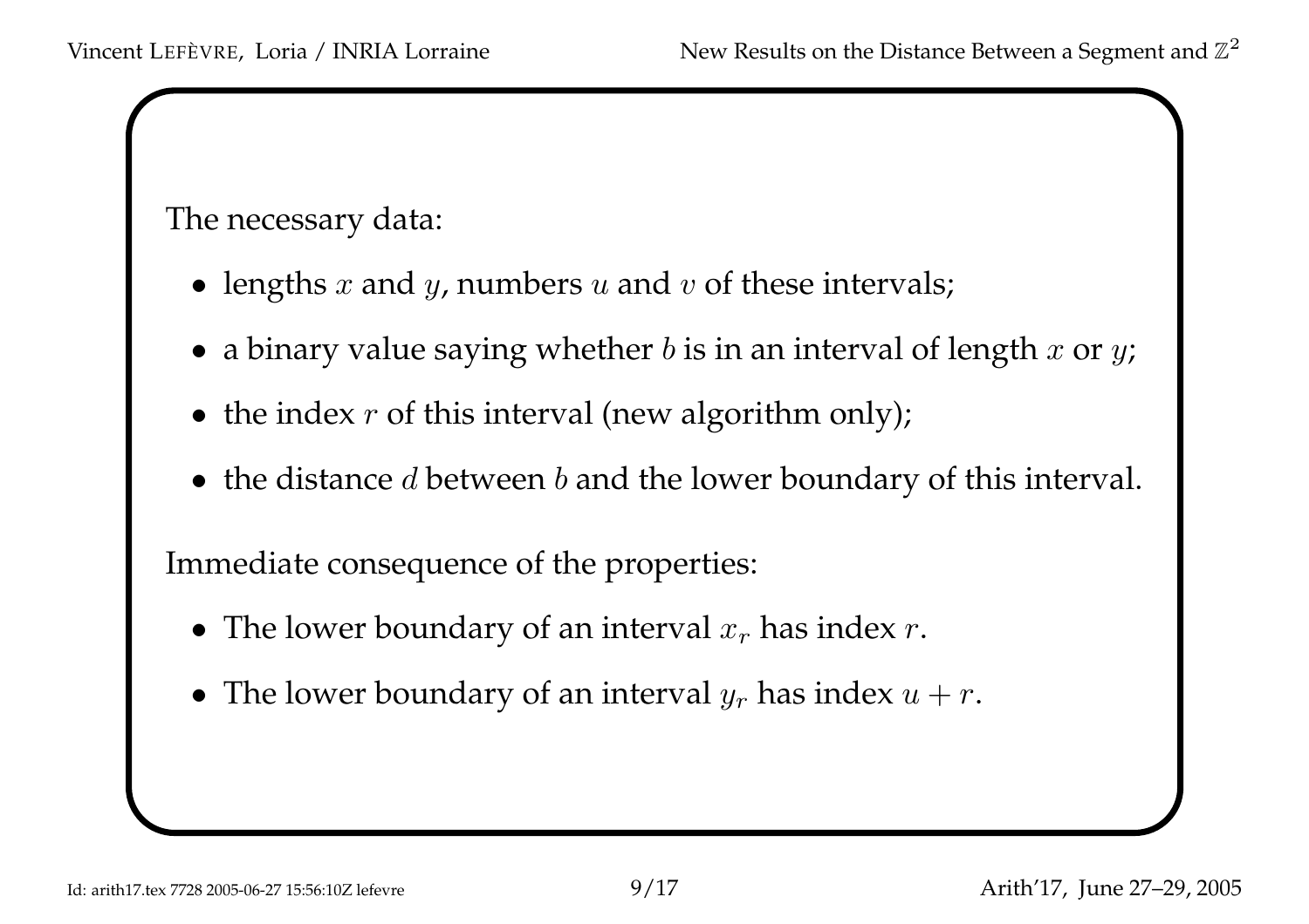The necessary data:

- lengths $x$ and $y$, numbers $u$ and $v$ of these intervals;
- a binary value saying whether $b$ is in an interval of length $x$ or $y$;
- the index $r$ of this interval (new algorithm only);
- the distance $d$ between $b$ and the lower boundary of this interval.

Immediate consequence of the properties:

- The lower boundary of an interval $x_r$ has index $r$.
- The lower boundary of an interval $y_r$ has index $u + r$.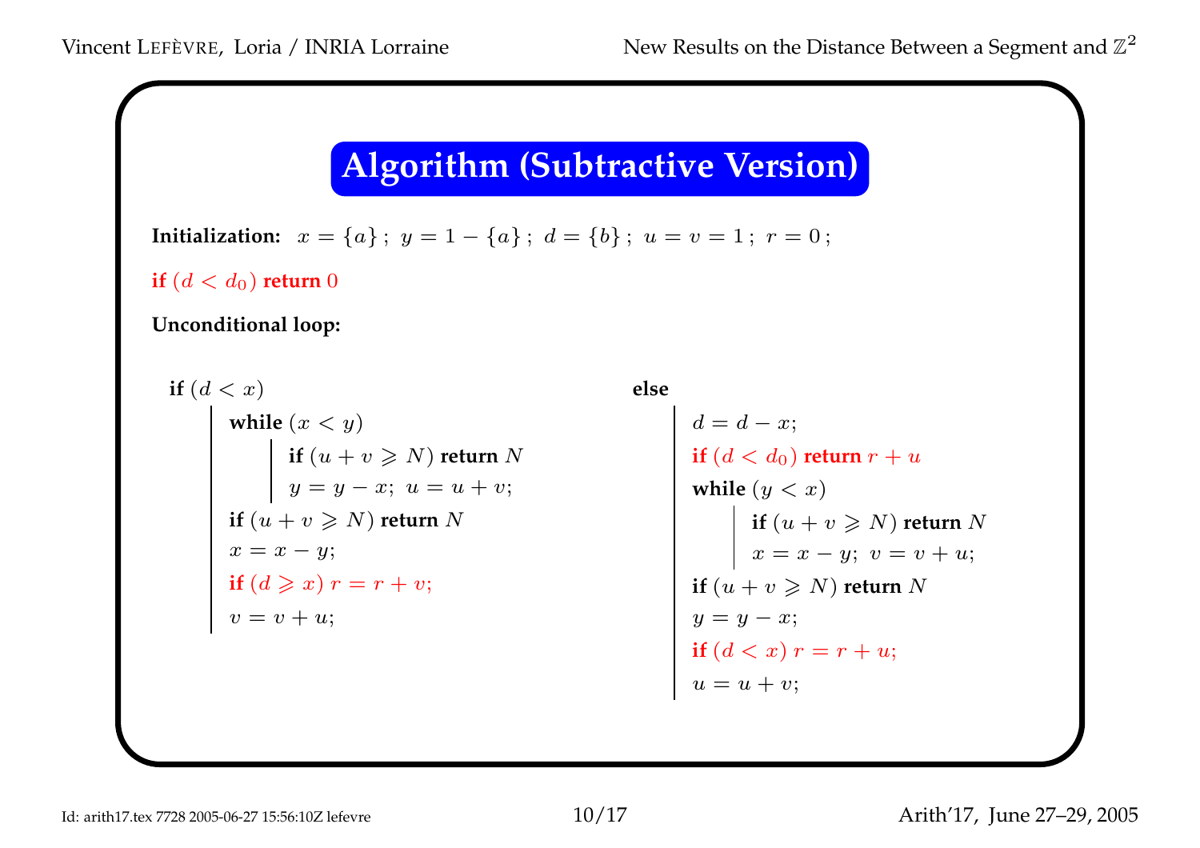# Algorithm (Subtractive Version)

**Initialization:** $x = \{a\}\,;\ y = 1 - \{a\}\,;\ d = \{b\}\,;\ u = v = 1\,;\ r = 0\,;$

**if** $(d < d_0)$ **return** $0$

**Unconditional loop:**

```
if (d < x)
    while (x < y)
        if (u + v ⩾ N) return N
        y = y − x;  u = u + v;
    if (u + v ⩾ N) return N
    x = x − y;
    if (d ⩾ x) r = r + v;
    v = v + u;
else
    d = d − x;
    if (d < d0) return r + u
    while (y < x)
        if (u + v ⩾ N) return N
        x = x − y;  v = v + u;
    if (u + v ⩾ N) return N
    y = y − x;
    if (d < x) r = r + u;
    u = u + v;
```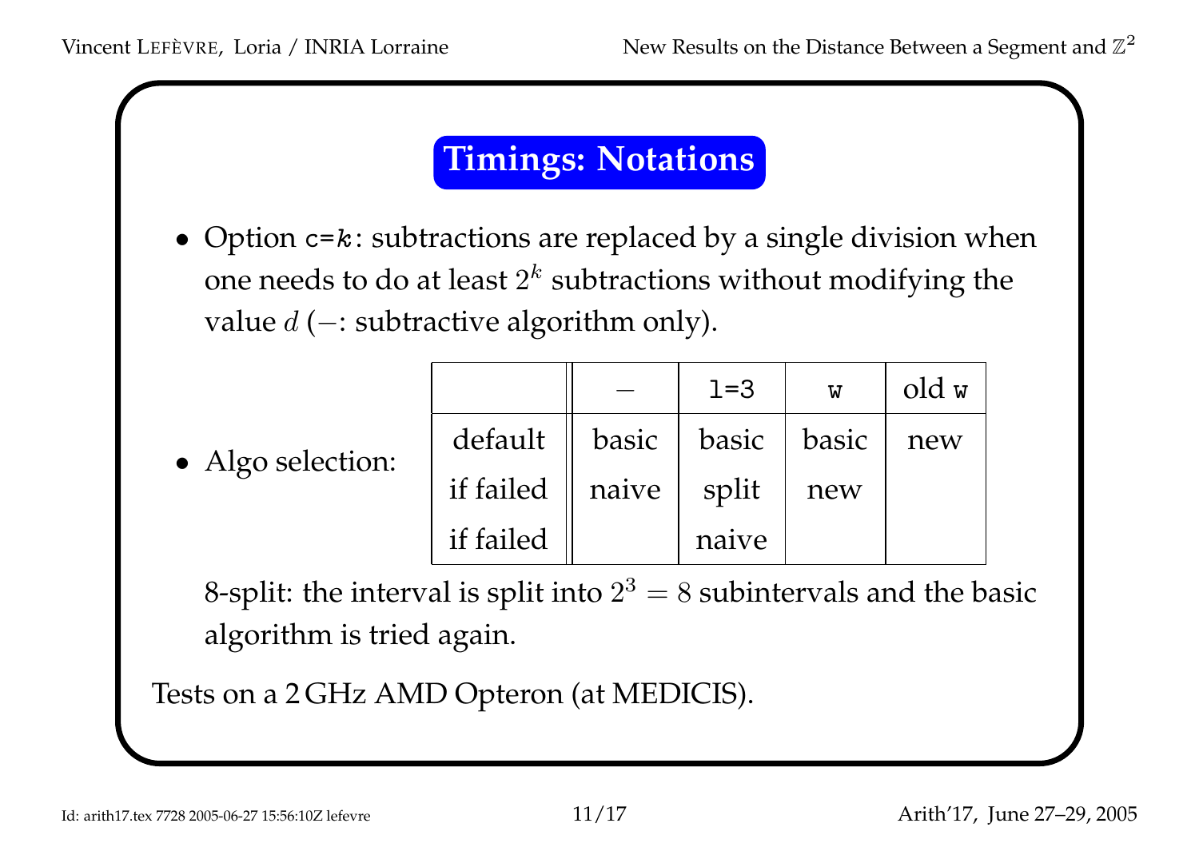## Timings: Notations

- Option `c=`*k*: subtractions are replaced by a single division when one needs to do at least $2^k$ subtractions without modifying the value $d$ ($-$: subtractive algorithm only).

- Algo selection:

| | $-$ | `l=3` | `w` | old `w` |
|---|---|---|---|---|
| default | basic | basic | basic | new |
| if failed | naive | split | new | |
| if failed | | naive | | |

  8-split: the interval is split into $2^3 = 8$ subintervals and the basic algorithm is tried again.

Tests on a 2 GHz AMD Opteron (at MEDICIS).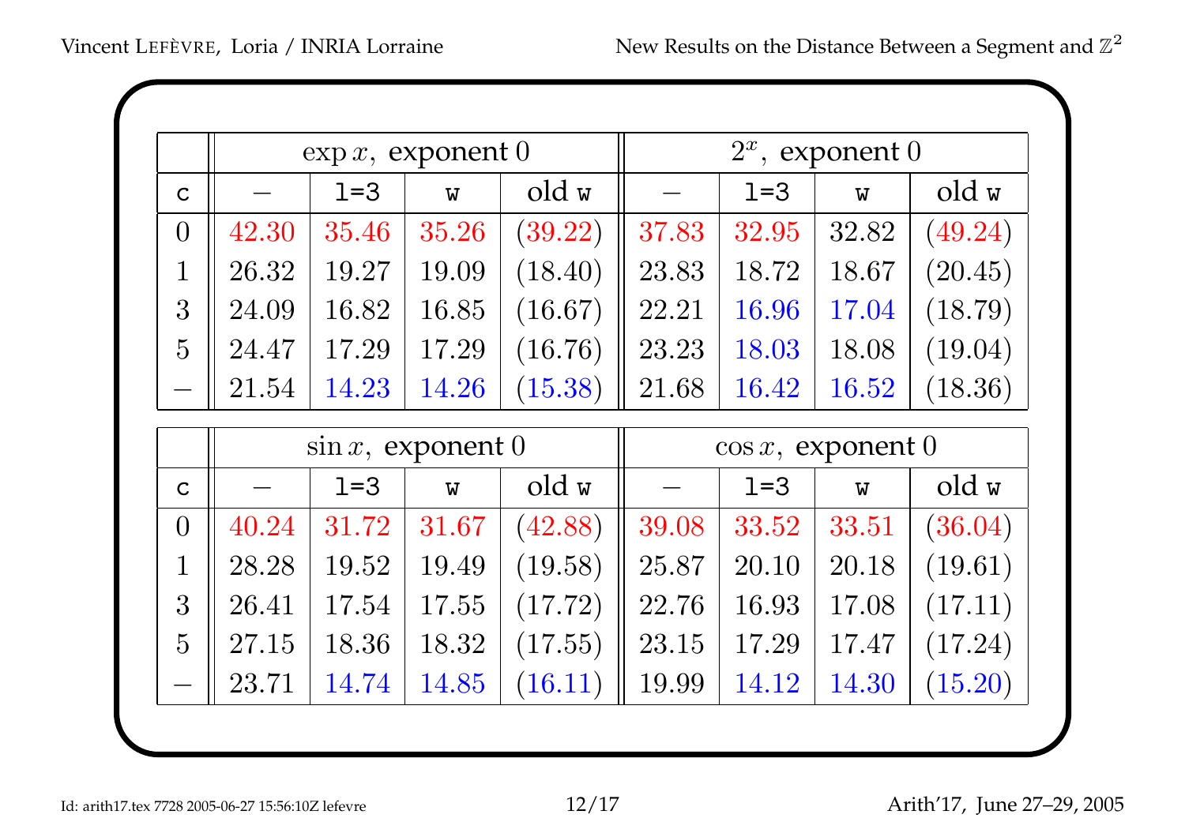| c | $\exp x$, exponent $0$ | | | | $2^x$, exponent $0$ | | | |
|---|---|---|---|---|---|---|---|---|
| c | — | l=3 | w | old w | — | l=3 | w | old w |
| $0$ | $42.30$ | $35.46$ | $35.26$ | $(39.22)$ | $37.83$ | $32.95$ | $32.82$ | $(49.24)$ |
| $1$ | $26.32$ | $19.27$ | $19.09$ | $(18.40)$ | $23.83$ | $18.72$ | $18.67$ | $(20.45)$ |
| $3$ | $24.09$ | $16.82$ | $16.85$ | $(16.67)$ | $22.21$ | $16.96$ | $17.04$ | $(18.79)$ |
| $5$ | $24.47$ | $17.29$ | $17.29$ | $(16.76)$ | $23.23$ | $18.03$ | $18.08$ | $(19.04)$ |
| — | $21.54$ | $14.23$ | $14.26$ | $(15.38)$ | $21.68$ | $16.42$ | $16.52$ | $(18.36)$ |

| c | $\sin x$, exponent $0$ | | | | $\cos x$, exponent $0$ | | | |
|---|---|---|---|---|---|---|---|---|
| c | — | l=3 | w | old w | — | l=3 | w | old w |
| $0$ | $40.24$ | $31.72$ | $31.67$ | $(42.88)$ | $39.08$ | $33.52$ | $33.51$ | $(36.04)$ |
| $1$ | $28.28$ | $19.52$ | $19.49$ | $(19.58)$ | $25.87$ | $20.10$ | $20.18$ | $(19.61)$ |
| $3$ | $26.41$ | $17.54$ | $17.55$ | $(17.72)$ | $22.76$ | $16.93$ | $17.08$ | $(17.11)$ |
| $5$ | $27.15$ | $18.36$ | $18.32$ | $(17.55)$ | $23.15$ | $17.29$ | $17.47$ | $(17.24)$ |
| — | $23.71$ | $14.74$ | $14.85$ | $(16.11)$ | $19.99$ | $14.12$ | $14.30$ | $(15.20)$ |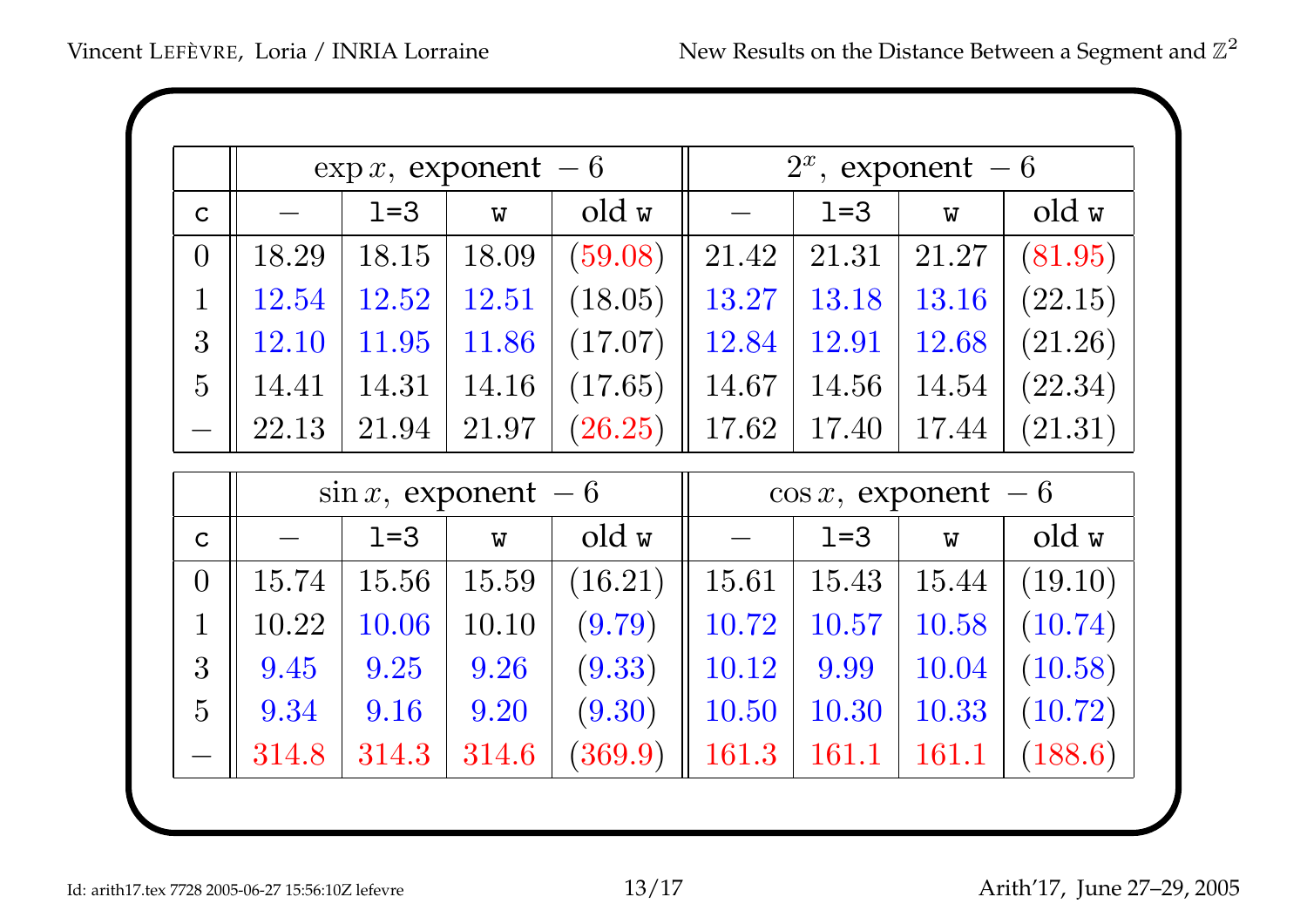| c | $\exp x$, exponent $-6$ | | | | $2^x$, exponent $-6$ | | | |
|---|---|---|---|---|---|---|---|---|
| c | $-$ | l=3 | w | old w | $-$ | l=3 | w | old w |
| 0 | 18.29 | 18.15 | 18.09 | (59.08) | 21.42 | 21.31 | 21.27 | (81.95) |
| 1 | 12.54 | 12.52 | 12.51 | (18.05) | 13.27 | 13.18 | 13.16 | (22.15) |
| 3 | 12.10 | 11.95 | 11.86 | (17.07) | 12.84 | 12.91 | 12.68 | (21.26) |
| 5 | 14.41 | 14.31 | 14.16 | (17.65) | 14.67 | 14.56 | 14.54 | (22.34) |
| $-$ | 22.13 | 21.94 | 21.97 | (26.25) | 17.62 | 17.40 | 17.44 | (21.31) |

| c | $\sin x$, exponent $-6$ | | | | $\cos x$, exponent $-6$ | | | |
|---|---|---|---|---|---|---|---|---|
| c | $-$ | l=3 | w | old w | $-$ | l=3 | w | old w |
| 0 | 15.74 | 15.56 | 15.59 | (16.21) | 15.61 | 15.43 | 15.44 | (19.10) |
| 1 | 10.22 | 10.06 | 10.10 | (9.79) | 10.72 | 10.57 | 10.58 | (10.74) |
| 3 | 9.45 | 9.25 | 9.26 | (9.33) | 10.12 | 9.99 | 10.04 | (10.58) |
| 5 | 9.34 | 9.16 | 9.20 | (9.30) | 10.50 | 10.30 | 10.33 | (10.72) |
| $-$ | 314.8 | 314.3 | 314.6 | (369.9) | 161.3 | 161.1 | 161.1 | (188.6) |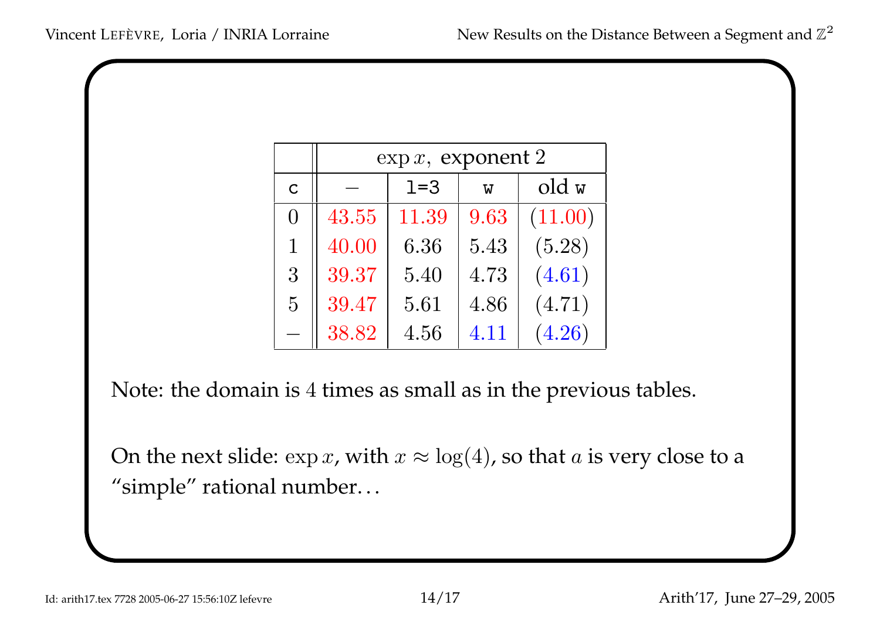| | $\exp x$, exponent 2 | | | |
|---|---|---|---|---|
| c | — | l=3 | w | old w |
| 0 | 43.55 | 11.39 | 9.63 | (11.00) |
| 1 | 40.00 | 6.36 | 5.43 | (5.28) |
| 3 | 39.37 | 5.40 | 4.73 | (4.61) |
| 5 | 39.47 | 5.61 | 4.86 | (4.71) |
| — | 38.82 | 4.56 | 4.11 | (4.26) |

Note: the domain is 4 times as small as in the previous tables.

On the next slide: $\exp x$, with $x \approx \log(4)$, so that $a$ is very close to a "simple" rational number…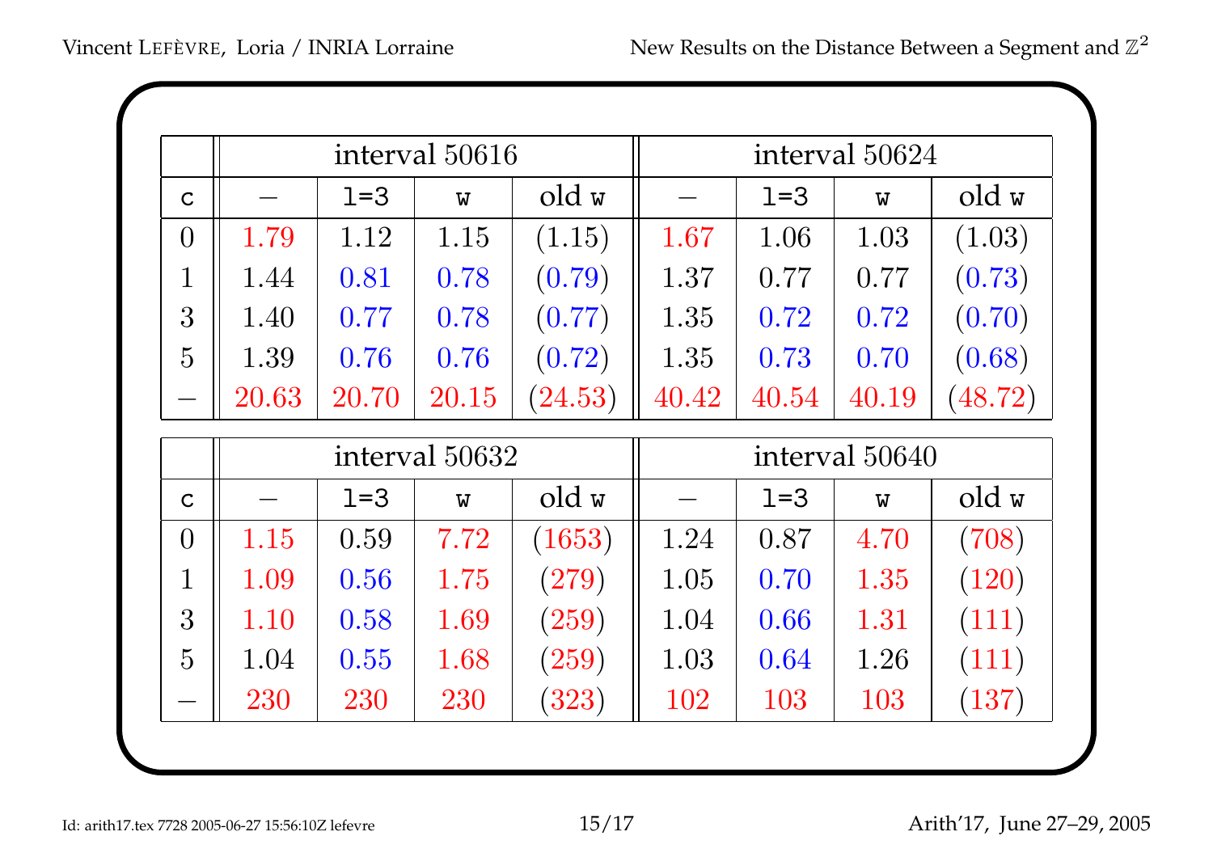|  | interval 50616 | | | | interval 50624 | | | |
|---|---|---|---|---|---|---|---|---|
| `c` | — | `l=3` | `w` | old `w` | — | `l=3` | `w` | old `w` |
| 0 | 1.79 | 1.12 | 1.15 | (1.15) | 1.67 | 1.06 | 1.03 | (1.03) |
| 1 | 1.44 | 0.81 | 0.78 | (0.79) | 1.37 | 0.77 | 0.77 | (0.73) |
| 3 | 1.40 | 0.77 | 0.78 | (0.77) | 1.35 | 0.72 | 0.72 | (0.70) |
| 5 | 1.39 | 0.76 | 0.76 | (0.72) | 1.35 | 0.73 | 0.70 | (0.68) |
| — | 20.63 | 20.70 | 20.15 | (24.53) | 40.42 | 40.54 | 40.19 | (48.72) |

|  | interval 50632 | | | | interval 50640 | | | |
|---|---|---|---|---|---|---|---|---|
| `c` | — | `l=3` | `w` | old `w` | — | `l=3` | `w` | old `w` |
| 0 | 1.15 | 0.59 | 7.72 | (1653) | 1.24 | 0.87 | 4.70 | (708) |
| 1 | 1.09 | 0.56 | 1.75 | (279) | 1.05 | 0.70 | 1.35 | (120) |
| 3 | 1.10 | 0.58 | 1.69 | (259) | 1.04 | 0.66 | 1.31 | (111) |
| 5 | 1.04 | 0.55 | 1.68 | (259) | 1.03 | 0.64 | 1.26 | (111) |
| — | 230 | 230 | 230 | (323) | 102 | 103 | 103 | (137) |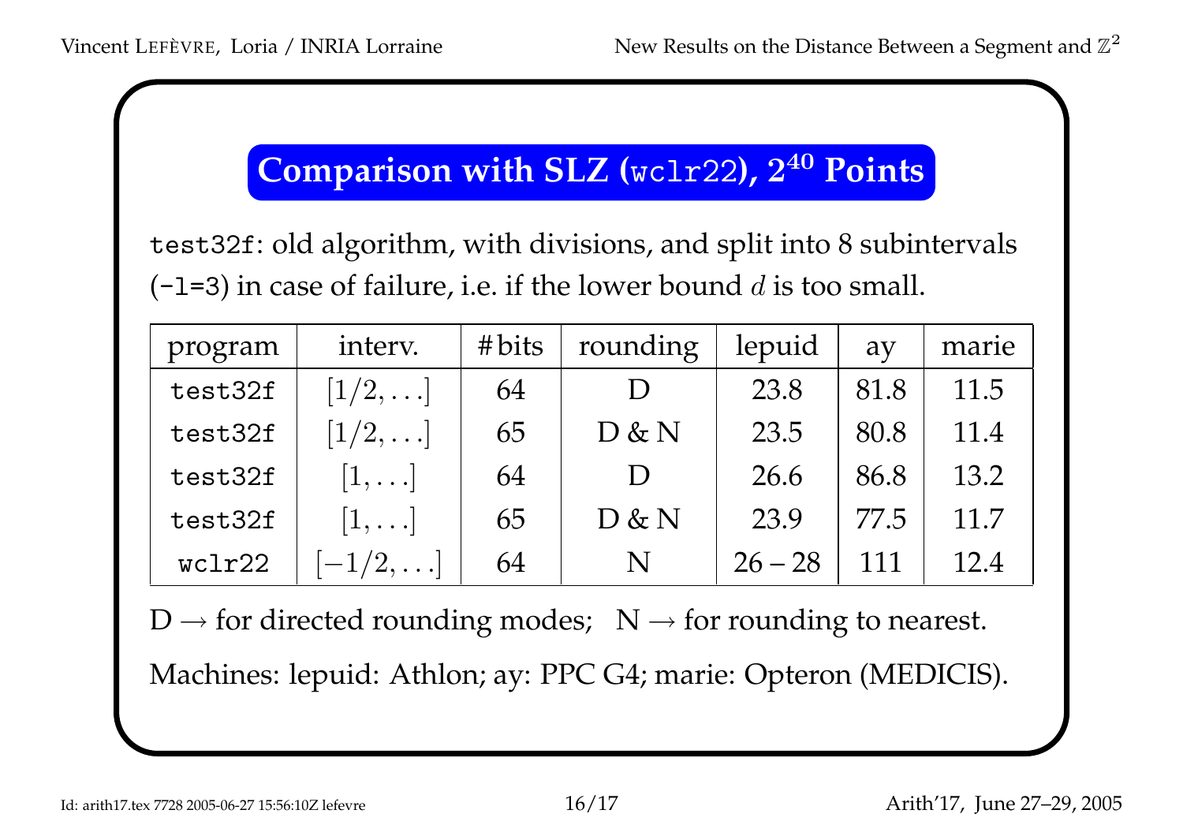## Comparison with SLZ (`wclr22`), $2^{40}$ Points

`test32f`: old algorithm, with divisions, and split into 8 subintervals (`-l=3`) in case of failure, i.e. if the lower bound $d$ is too small.

| program | interv. | #bits | rounding | lepuid | ay | marie |
|---|---|---|---|---|---|---|
| `test32f` | $[1/2, \ldots]$ | 64 | D | 23.8 | 81.8 | 11.5 |
| `test32f` | $[1/2, \ldots]$ | 65 | D & N | 23.5 | 80.8 | 11.4 |
| `test32f` | $[1, \ldots]$ | 64 | D | 26.6 | 86.8 | 13.2 |
| `test32f` | $[1, \ldots]$ | 65 | D & N | 23.9 | 77.5 | 11.7 |
| `wclr22` | $[-1/2, \ldots]$ | 64 | N | 26 – 28 | 111 | 12.4 |

D $\rightarrow$ for directed rounding modes; N $\rightarrow$ for rounding to nearest.

Machines: lepuid: Athlon; ay: PPC G4; marie: Opteron (MEDICIS).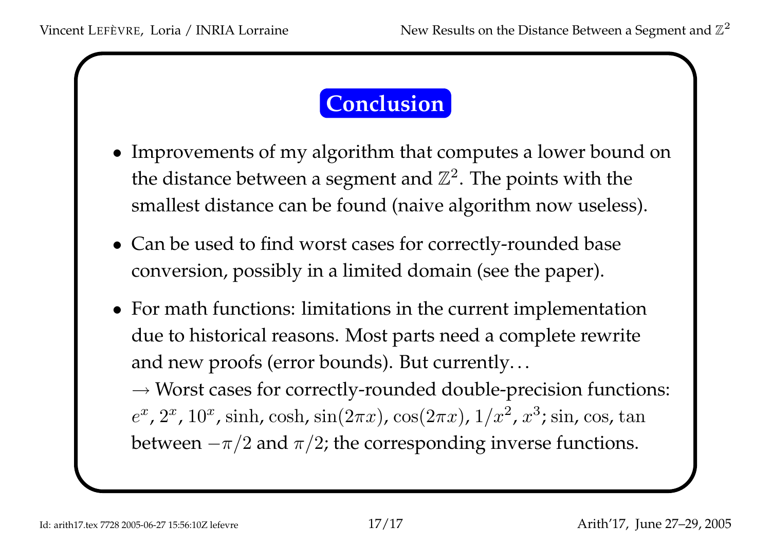# Conclusion

- Improvements of my algorithm that computes a lower bound on the distance between a segment and $\mathbb{Z}^2$. The points with the smallest distance can be found (naive algorithm now useless).
- Can be used to find worst cases for correctly-rounded base conversion, possibly in a limited domain (see the paper).
- For math functions: limitations in the current implementation due to historical reasons. Most parts need a complete rewrite and new proofs (error bounds). But currently…

  $\rightarrow$ Worst cases for correctly-rounded double-precision functions: $e^x$, $2^x$, $10^x$, $\sinh$, $\cosh$, $\sin(2\pi x)$, $\cos(2\pi x)$, $1/x^2$, $x^3$; $\sin$, $\cos$, $\tan$ between $-\pi/2$ and $\pi/2$; the corresponding inverse functions.